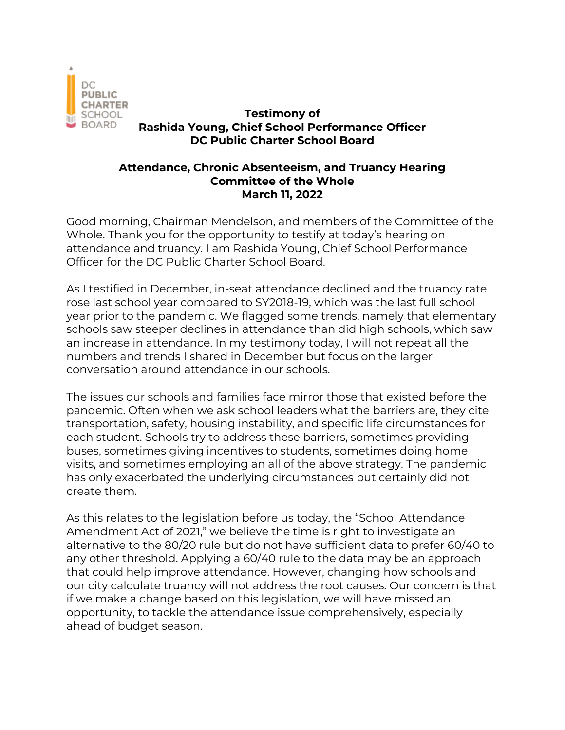DC PUBLIC CHARTER SCHOOL BOARD

**Testimony of**
**Rashida Young, Chief School Performance Officer**
**DC Public Charter School Board**

**Attendance, Chronic Absenteeism, and Truancy Hearing**
**Committee of the Whole**
**March 11, 2022**

Good morning, Chairman Mendelson, and members of the Committee of the Whole. Thank you for the opportunity to testify at today's hearing on attendance and truancy. I am Rashida Young, Chief School Performance Officer for the DC Public Charter School Board.

As I testified in December, in-seat attendance declined and the truancy rate rose last school year compared to SY2018-19, which was the last full school year prior to the pandemic. We flagged some trends, namely that elementary schools saw steeper declines in attendance than did high schools, which saw an increase in attendance. In my testimony today, I will not repeat all the numbers and trends I shared in December but focus on the larger conversation around attendance in our schools.

The issues our schools and families face mirror those that existed before the pandemic. Often when we ask school leaders what the barriers are, they cite transportation, safety, housing instability, and specific life circumstances for each student. Schools try to address these barriers, sometimes providing buses, sometimes giving incentives to students, sometimes doing home visits, and sometimes employing an all of the above strategy. The pandemic has only exacerbated the underlying circumstances but certainly did not create them.

As this relates to the legislation before us today, the "School Attendance Amendment Act of 2021," we believe the time is right to investigate an alternative to the 80/20 rule but do not have sufficient data to prefer 60/40 to any other threshold. Applying a 60/40 rule to the data may be an approach that could help improve attendance. However, changing how schools and our city calculate truancy will not address the root causes. Our concern is that if we make a change based on this legislation, we will have missed an opportunity, to tackle the attendance issue comprehensively, especially ahead of budget season.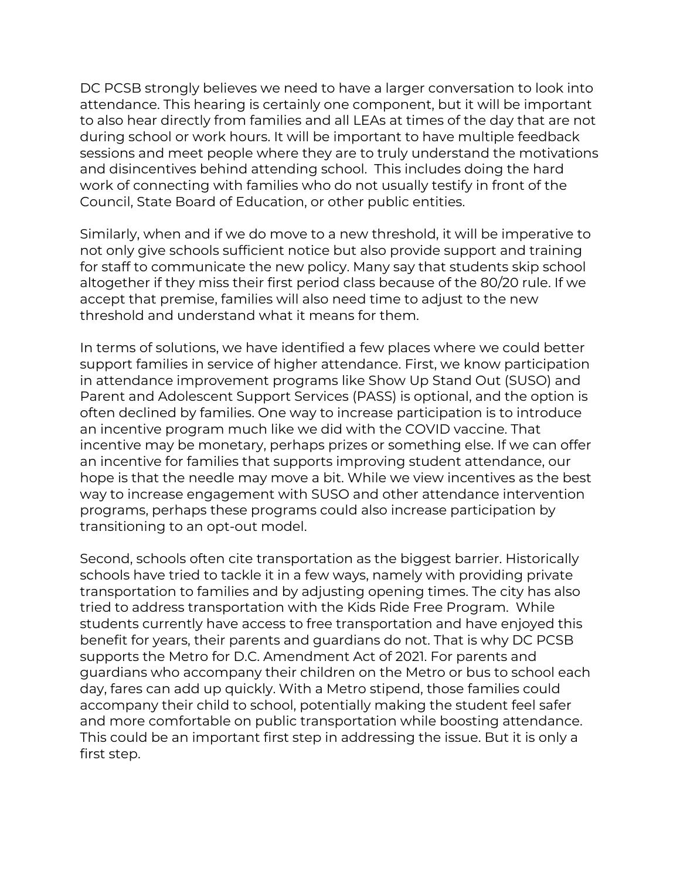DC PCSB strongly believes we need to have a larger conversation to look into attendance. This hearing is certainly one component, but it will be important to also hear directly from families and all LEAs at times of the day that are not during school or work hours. It will be important to have multiple feedback sessions and meet people where they are to truly understand the motivations and disincentives behind attending school. This includes doing the hard work of connecting with families who do not usually testify in front of the Council, State Board of Education, or other public entities.

Similarly, when and if we do move to a new threshold, it will be imperative to not only give schools sufficient notice but also provide support and training for staff to communicate the new policy. Many say that students skip school altogether if they miss their first period class because of the 80/20 rule. If we accept that premise, families will also need time to adjust to the new threshold and understand what it means for them.

In terms of solutions, we have identified a few places where we could better support families in service of higher attendance. First, we know participation in attendance improvement programs like Show Up Stand Out (SUSO) and Parent and Adolescent Support Services (PASS) is optional, and the option is often declined by families. One way to increase participation is to introduce an incentive program much like we did with the COVID vaccine. That incentive may be monetary, perhaps prizes or something else. If we can offer an incentive for families that supports improving student attendance, our hope is that the needle may move a bit. While we view incentives as the best way to increase engagement with SUSO and other attendance intervention programs, perhaps these programs could also increase participation by transitioning to an opt-out model.

Second, schools often cite transportation as the biggest barrier. Historically schools have tried to tackle it in a few ways, namely with providing private transportation to families and by adjusting opening times. The city has also tried to address transportation with the Kids Ride Free Program. While students currently have access to free transportation and have enjoyed this benefit for years, their parents and guardians do not. That is why DC PCSB supports the Metro for D.C. Amendment Act of 2021. For parents and guardians who accompany their children on the Metro or bus to school each day, fares can add up quickly. With a Metro stipend, those families could accompany their child to school, potentially making the student feel safer and more comfortable on public transportation while boosting attendance. This could be an important first step in addressing the issue. But it is only a first step.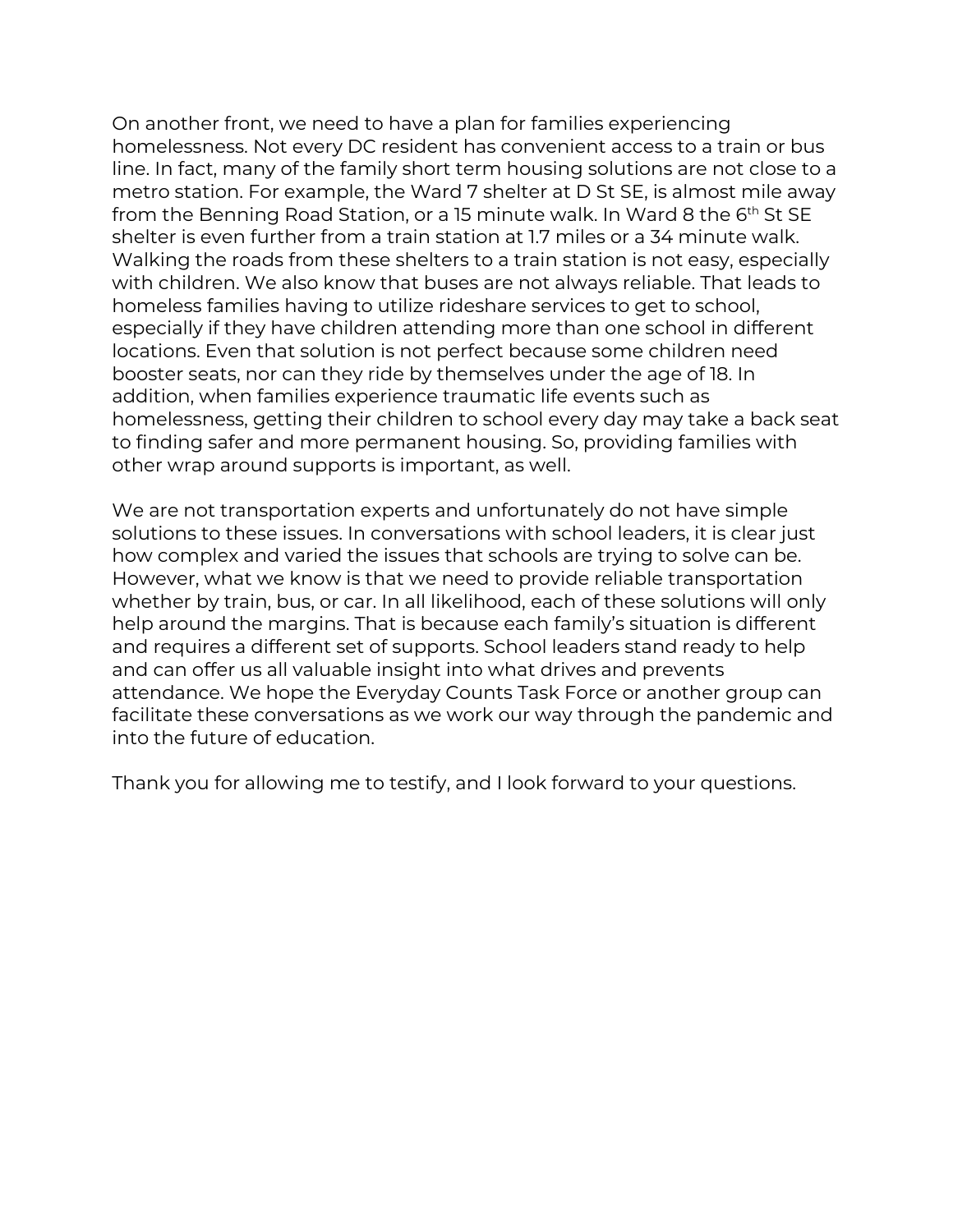On another front, we need to have a plan for families experiencing homelessness. Not every DC resident has convenient access to a train or bus line. In fact, many of the family short term housing solutions are not close to a metro station. For example, the Ward 7 shelter at D St SE, is almost mile away from the Benning Road Station, or a 15 minute walk. In Ward 8 the 6th St SE shelter is even further from a train station at 1.7 miles or a 34 minute walk. Walking the roads from these shelters to a train station is not easy, especially with children. We also know that buses are not always reliable. That leads to homeless families having to utilize rideshare services to get to school, especially if they have children attending more than one school in different locations. Even that solution is not perfect because some children need booster seats, nor can they ride by themselves under the age of 18. In addition, when families experience traumatic life events such as homelessness, getting their children to school every day may take a back seat to finding safer and more permanent housing. So, providing families with other wrap around supports is important, as well.

We are not transportation experts and unfortunately do not have simple solutions to these issues. In conversations with school leaders, it is clear just how complex and varied the issues that schools are trying to solve can be. However, what we know is that we need to provide reliable transportation whether by train, bus, or car. In all likelihood, each of these solutions will only help around the margins. That is because each family's situation is different and requires a different set of supports. School leaders stand ready to help and can offer us all valuable insight into what drives and prevents attendance. We hope the Everyday Counts Task Force or another group can facilitate these conversations as we work our way through the pandemic and into the future of education.

Thank you for allowing me to testify, and I look forward to your questions.